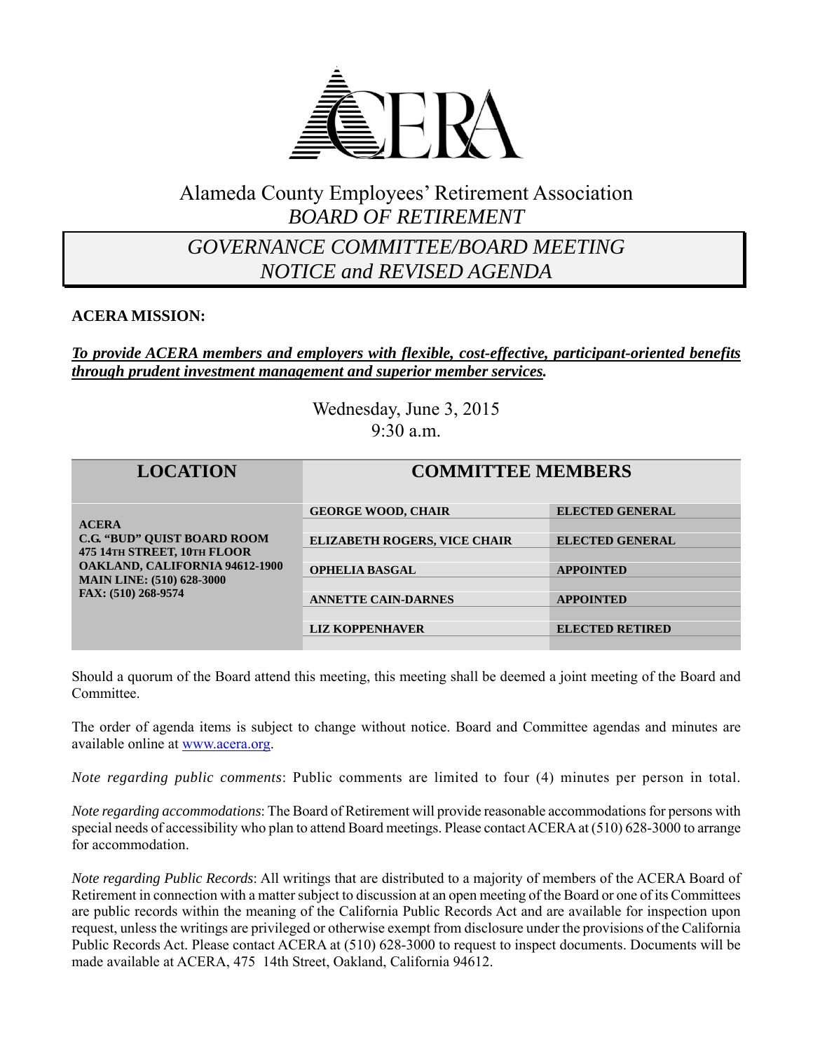ACERA

# Alameda County Employees' Retirement Association
## *BOARD OF RETIREMENT*

## *GOVERNANCE COMMITTEE/BOARD MEETING NOTICE and REVISED AGENDA*

**ACERA MISSION:**

***To provide ACERA members and employers with flexible, cost-effective, participant-oriented benefits through prudent investment management and superior member services.***

Wednesday, June 3, 2015
9:30 a.m.

| LOCATION | COMMITTEE MEMBERS | |
|---|---|---|
| **ACERA**<br>**C.G. "BUD" QUIST BOARD ROOM**<br>**475 14TH STREET, 10TH FLOOR**<br>**OAKLAND, CALIFORNIA 94612-1900**<br>**MAIN LINE: (510) 628-3000**<br>**FAX: (510) 268-9574** | **GEORGE WOOD, CHAIR** | **ELECTED GENERAL** |
| | **ELIZABETH ROGERS, VICE CHAIR** | **ELECTED GENERAL** |
| | **OPHELIA BASGAL** | **APPOINTED** |
| | **ANNETTE CAIN-DARNES** | **APPOINTED** |
| | **LIZ KOPPENHAVER** | **ELECTED RETIRED** |

Should a quorum of the Board attend this meeting, this meeting shall be deemed a joint meeting of the Board and Committee.

The order of agenda items is subject to change without notice. Board and Committee agendas and minutes are available online at www.acera.org.

*Note regarding public comments*: Public comments are limited to four (4) minutes per person in total.

*Note regarding accommodations*: The Board of Retirement will provide reasonable accommodations for persons with special needs of accessibility who plan to attend Board meetings. Please contact ACERA at (510) 628-3000 to arrange for accommodation.

*Note regarding Public Records*: All writings that are distributed to a majority of members of the ACERA Board of Retirement in connection with a matter subject to discussion at an open meeting of the Board or one of its Committees are public records within the meaning of the California Public Records Act and are available for inspection upon request, unless the writings are privileged or otherwise exempt from disclosure under the provisions of the California Public Records Act. Please contact ACERA at (510) 628-3000 to request to inspect documents. Documents will be made available at ACERA, 475 14th Street, Oakland, California 94612.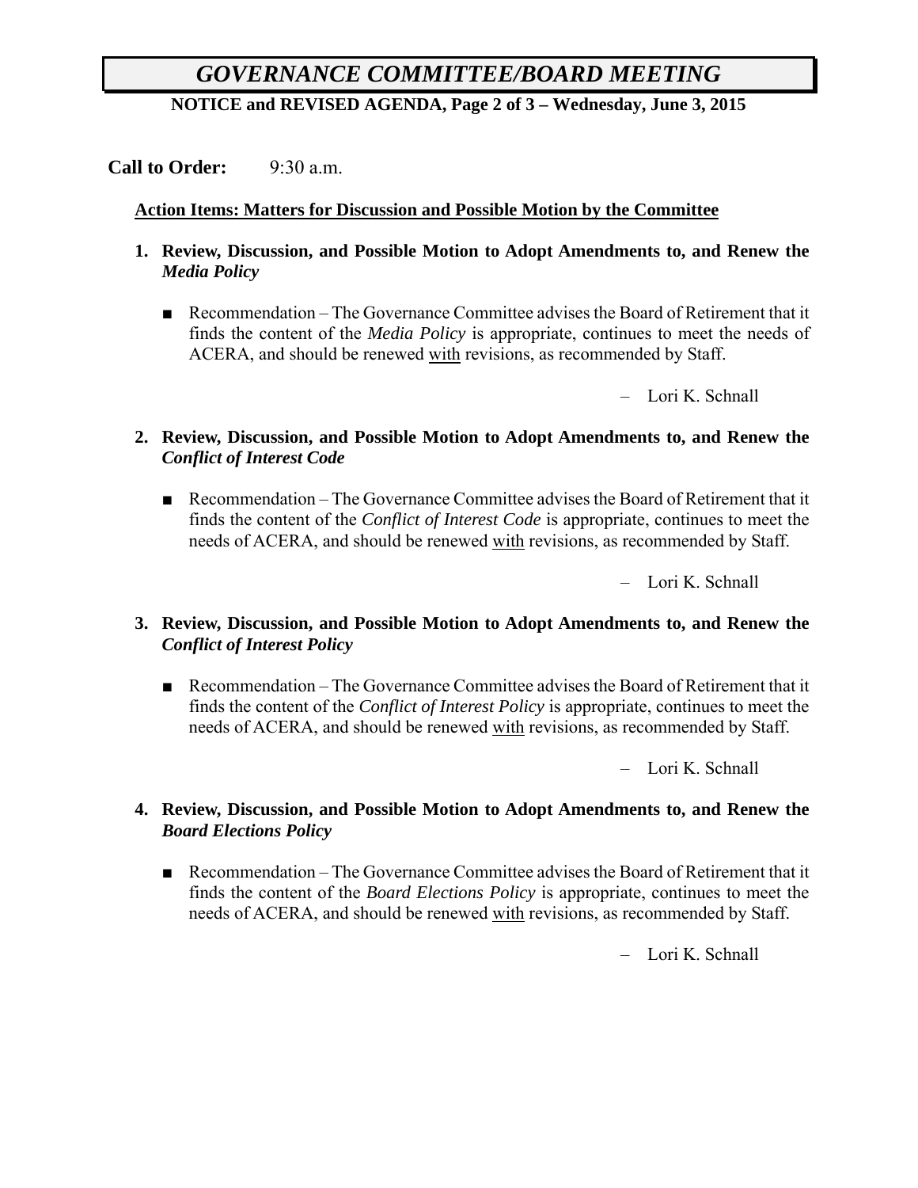# *GOVERNANCE COMMITTEE/BOARD MEETING*

**NOTICE and REVISED AGENDA, Page 2 of 3 – Wednesday, June 3, 2015**

**Call to Order:** 9:30 a.m.

**Action Items: Matters for Discussion and Possible Motion by the Committee**

1. **Review, Discussion, and Possible Motion to Adopt Amendments to, and Renew the *Media Policy***

   - Recommendation – The Governance Committee advises the Board of Retirement that it finds the content of the *Media Policy* is appropriate, continues to meet the needs of ACERA, and should be renewed with revisions, as recommended by Staff.

   – Lori K. Schnall

2. **Review, Discussion, and Possible Motion to Adopt Amendments to, and Renew the *Conflict of Interest Code***

   - Recommendation – The Governance Committee advises the Board of Retirement that it finds the content of the *Conflict of Interest Code* is appropriate, continues to meet the needs of ACERA, and should be renewed with revisions, as recommended by Staff.

   – Lori K. Schnall

3. **Review, Discussion, and Possible Motion to Adopt Amendments to, and Renew the *Conflict of Interest Policy***

   - Recommendation – The Governance Committee advises the Board of Retirement that it finds the content of the *Conflict of Interest Policy* is appropriate, continues to meet the needs of ACERA, and should be renewed with revisions, as recommended by Staff.

   – Lori K. Schnall

4. **Review, Discussion, and Possible Motion to Adopt Amendments to, and Renew the *Board Elections Policy***

   - Recommendation – The Governance Committee advises the Board of Retirement that it finds the content of the *Board Elections Policy* is appropriate, continues to meet the needs of ACERA, and should be renewed with revisions, as recommended by Staff.

   – Lori K. Schnall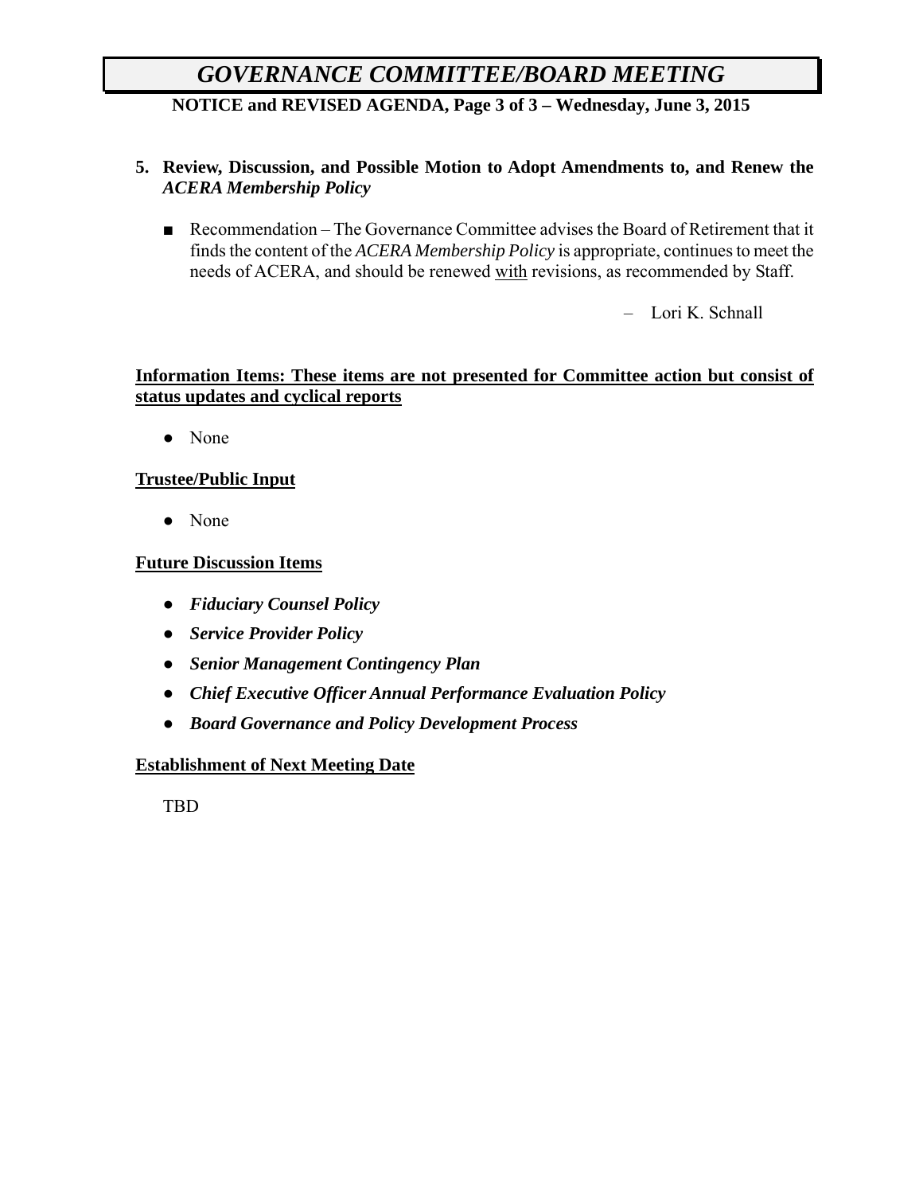**5. Review, Discussion, and Possible Motion to Adopt Amendments to, and Renew the *ACERA Membership Policy***

■ Recommendation – The Governance Committee advises the Board of Retirement that it finds the content of the *ACERA Membership Policy* is appropriate, continues to meet the needs of ACERA, and should be renewed <u>with</u> revisions, as recommended by Staff.

– Lori K. Schnall

**<u>Information Items: These items are not presented for Committee action but consist of status updates and cyclical reports</u>**

- None

**<u>Trustee/Public Input</u>**

- None

**<u>Future Discussion Items</u>**

- ***Fiduciary Counsel Policy***
- ***Service Provider Policy***
- ***Senior Management Contingency Plan***
- ***Chief Executive Officer Annual Performance Evaluation Policy***
- ***Board Governance and Policy Development Process***

**<u>Establishment of Next Meeting Date</u>**

TBD